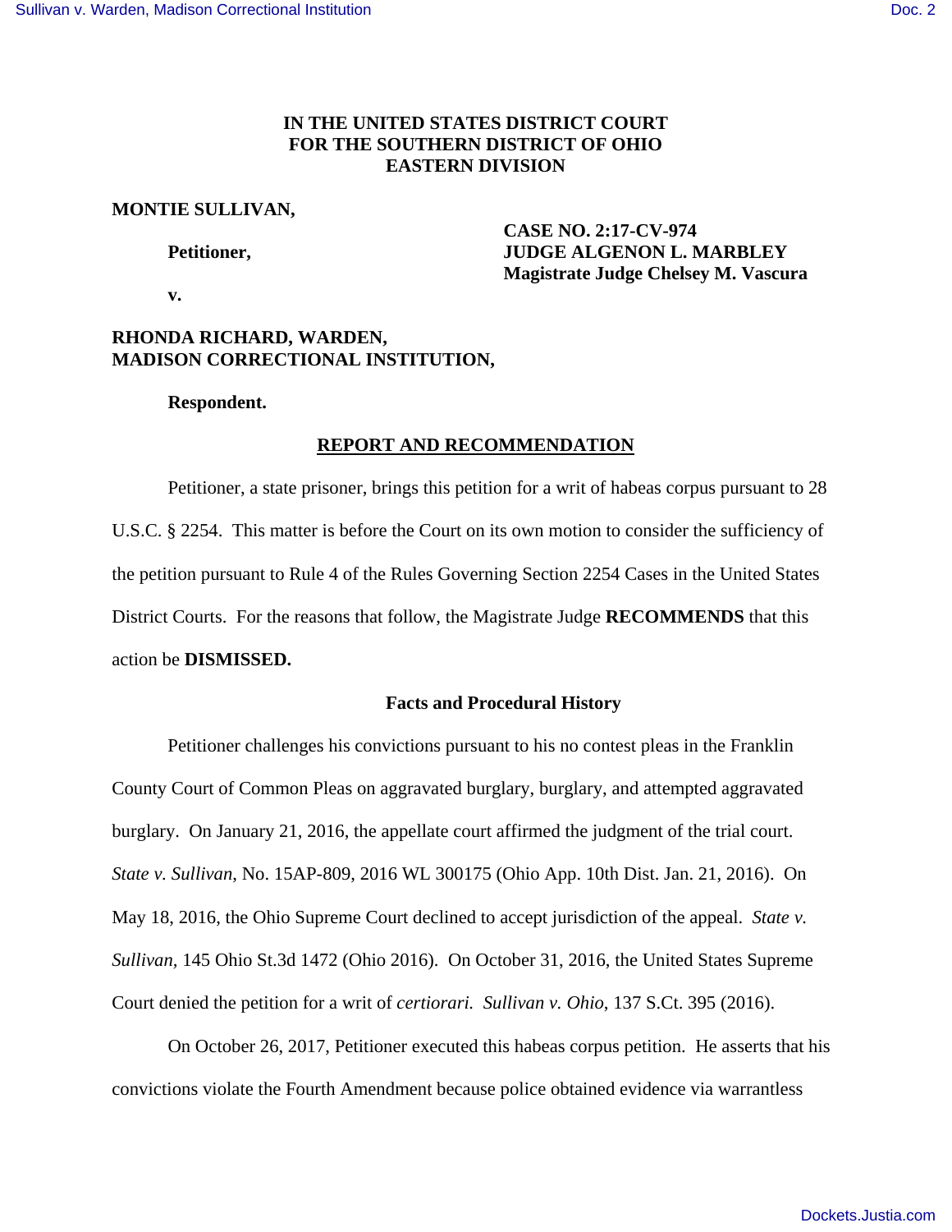**IN THE UNITED STATES DISTRICT COURT**
**FOR THE SOUTHERN DISTRICT OF OHIO**
**EASTERN DIVISION**

**MONTIE SULLIVAN,**

**Petitioner,**

**v.**

**RHONDA RICHARD, WARDEN,**
**MADISON CORRECTIONAL INSTITUTION,**

**Respondent.**

**CASE NO. 2:17-CV-974**
**JUDGE ALGENON L. MARBLEY**
**Magistrate Judge Chelsey M. Vascura**

## REPORT AND RECOMMENDATION

Petitioner, a state prisoner, brings this petition for a writ of habeas corpus pursuant to 28 U.S.C. § 2254. This matter is before the Court on its own motion to consider the sufficiency of the petition pursuant to Rule 4 of the Rules Governing Section 2254 Cases in the United States District Courts. For the reasons that follow, the Magistrate Judge **RECOMMENDS** that this action be **DISMISSED.**

### Facts and Procedural History

Petitioner challenges his convictions pursuant to his no contest pleas in the Franklin County Court of Common Pleas on aggravated burglary, burglary, and attempted aggravated burglary. On January 21, 2016, the appellate court affirmed the judgment of the trial court. *State v. Sullivan*, No. 15AP-809, 2016 WL 300175 (Ohio App. 10th Dist. Jan. 21, 2016). On May 18, 2016, the Ohio Supreme Court declined to accept jurisdiction of the appeal. *State v. Sullivan*, 145 Ohio St.3d 1472 (Ohio 2016). On October 31, 2016, the United States Supreme Court denied the petition for a writ of *certiorari. Sullivan v. Ohio*, 137 S.Ct. 395 (2016).

On October 26, 2017, Petitioner executed this habeas corpus petition. He asserts that his convictions violate the Fourth Amendment because police obtained evidence via warrantless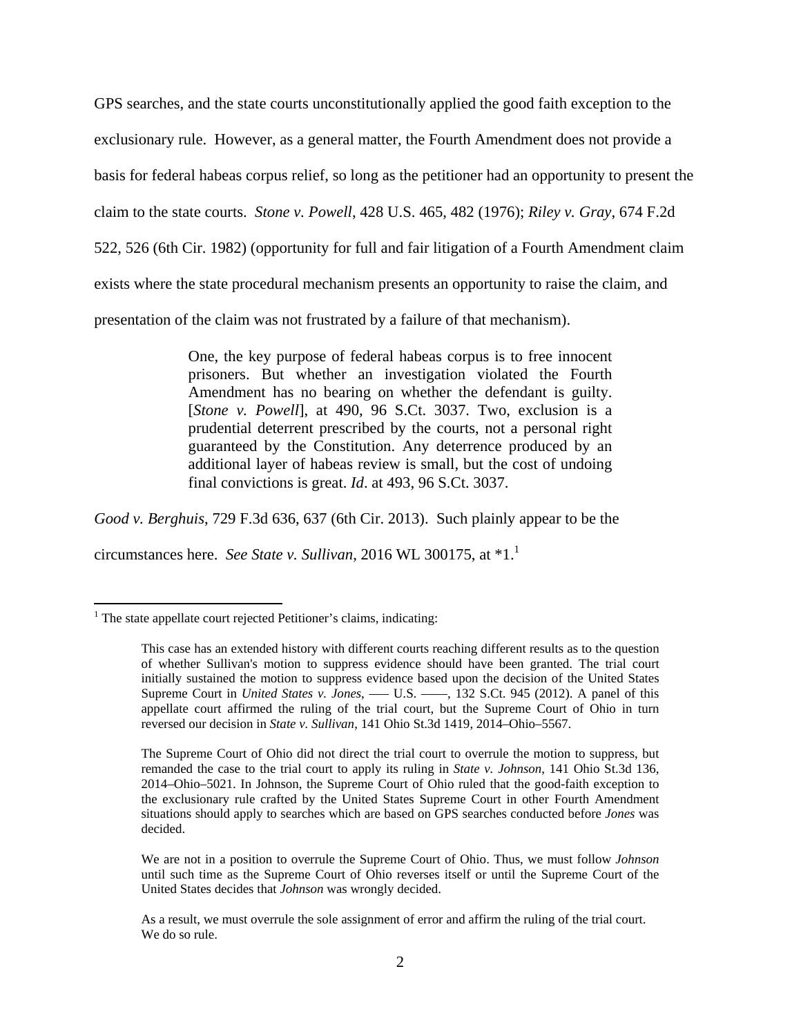GPS searches, and the state courts unconstitutionally applied the good faith exception to the exclusionary rule. However, as a general matter, the Fourth Amendment does not provide a basis for federal habeas corpus relief, so long as the petitioner had an opportunity to present the claim to the state courts. *Stone v. Powell*, 428 U.S. 465, 482 (1976); *Riley v. Gray*, 674 F.2d 522, 526 (6th Cir. 1982) (opportunity for full and fair litigation of a Fourth Amendment claim exists where the state procedural mechanism presents an opportunity to raise the claim, and presentation of the claim was not frustrated by a failure of that mechanism).

> One, the key purpose of federal habeas corpus is to free innocent prisoners. But whether an investigation violated the Fourth Amendment has no bearing on whether the defendant is guilty. [*Stone v. Powell*], at 490, 96 S.Ct. 3037. Two, exclusion is a prudential deterrent prescribed by the courts, not a personal right guaranteed by the Constitution. Any deterrence produced by an additional layer of habeas review is small, but the cost of undoing final convictions is great. *Id*. at 493, 96 S.Ct. 3037.

*Good v. Berghuis*, 729 F.3d 636, 637 (6th Cir. 2013). Such plainly appear to be the circumstances here. *See State v. Sullivan*, 2016 WL 300175, at \*1.[1]

---

[1] The state appellate court rejected Petitioner's claims, indicating:

> This case has an extended history with different courts reaching different results as to the question of whether Sullivan's motion to suppress evidence should have been granted. The trial court initially sustained the motion to suppress evidence based upon the decision of the United States Supreme Court in *United States v. Jones*, ––– U.S. ––––, 132 S.Ct. 945 (2012). A panel of this appellate court affirmed the ruling of the trial court, but the Supreme Court of Ohio in turn reversed our decision in *State v. Sullivan*, 141 Ohio St.3d 1419, 2014–Ohio–5567.
>
> The Supreme Court of Ohio did not direct the trial court to overrule the motion to suppress, but remanded the case to the trial court to apply its ruling in *State v. Johnson*, 141 Ohio St.3d 136, 2014–Ohio–5021. In Johnson, the Supreme Court of Ohio ruled that the good-faith exception to the exclusionary rule crafted by the United States Supreme Court in other Fourth Amendment situations should apply to searches which are based on GPS searches conducted before *Jones* was decided.
>
> We are not in a position to overrule the Supreme Court of Ohio. Thus, we must follow *Johnson* until such time as the Supreme Court of Ohio reverses itself or until the Supreme Court of the United States decides that *Johnson* was wrongly decided.
>
> As a result, we must overrule the sole assignment of error and affirm the ruling of the trial court. We do so rule.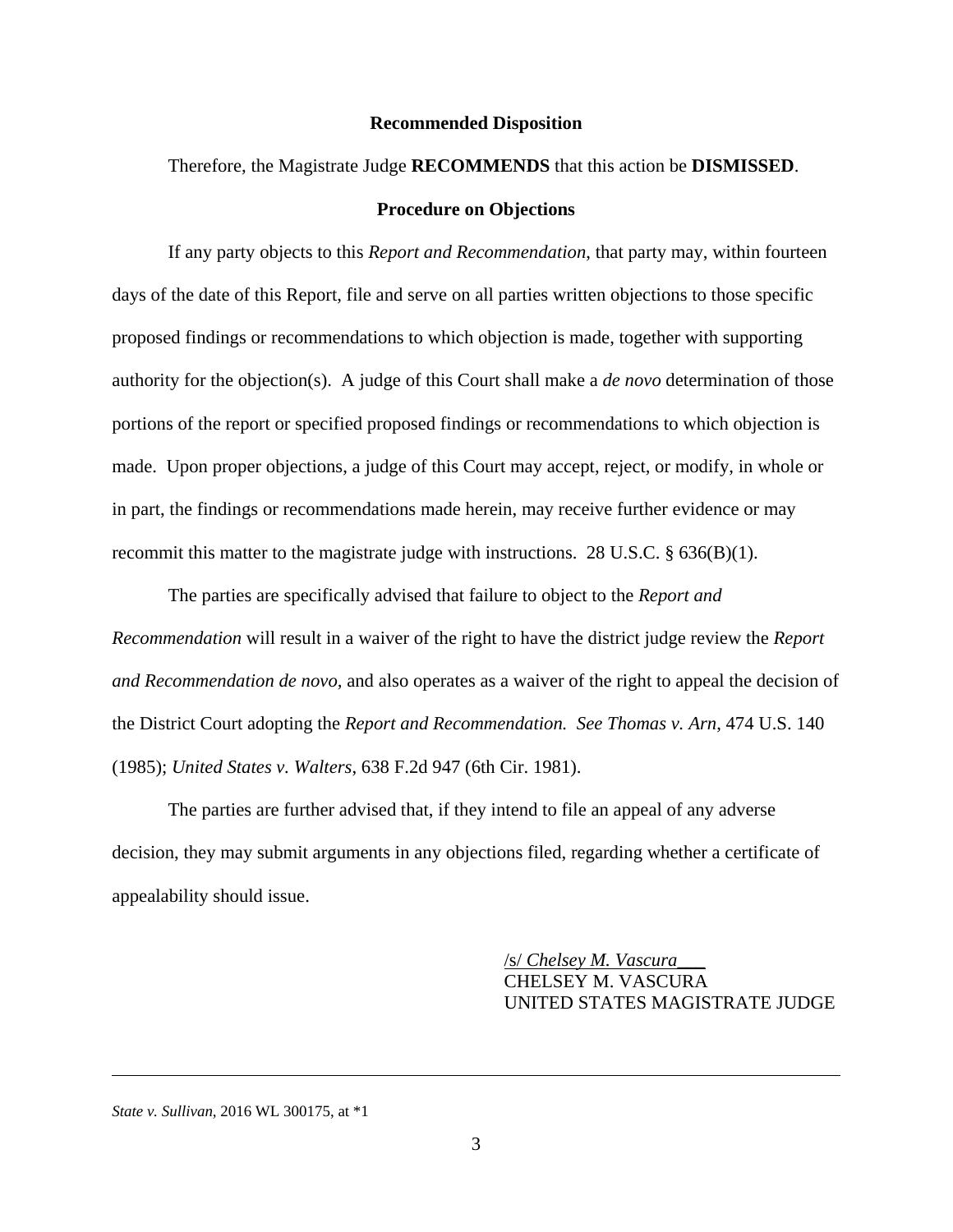**Recommended Disposition**

Therefore, the Magistrate Judge **RECOMMENDS** that this action be **DISMISSED**.

**Procedure on Objections**

If any party objects to this *Report and Recommendation*, that party may, within fourteen days of the date of this Report, file and serve on all parties written objections to those specific proposed findings or recommendations to which objection is made, together with supporting authority for the objection(s). A judge of this Court shall make a *de novo* determination of those portions of the report or specified proposed findings or recommendations to which objection is made. Upon proper objections, a judge of this Court may accept, reject, or modify, in whole or in part, the findings or recommendations made herein, may receive further evidence or may recommit this matter to the magistrate judge with instructions. 28 U.S.C. § 636(B)(1).

The parties are specifically advised that failure to object to the *Report and Recommendation* will result in a waiver of the right to have the district judge review the *Report and Recommendation de novo,* and also operates as a waiver of the right to appeal the decision of the District Court adopting the *Report and Recommendation. See Thomas v. Arn,* 474 U.S. 140 (1985); *United States v. Walters*, 638 F.2d 947 (6th Cir. 1981).

The parties are further advised that, if they intend to file an appeal of any adverse decision, they may submit arguments in any objections filed, regarding whether a certificate of appealability should issue.

/s/ *Chelsey M. Vascura*
CHELSEY M. VASCURA
UNITED STATES MAGISTRATE JUDGE

---

*State v. Sullivan*, 2016 WL 300175, at *1